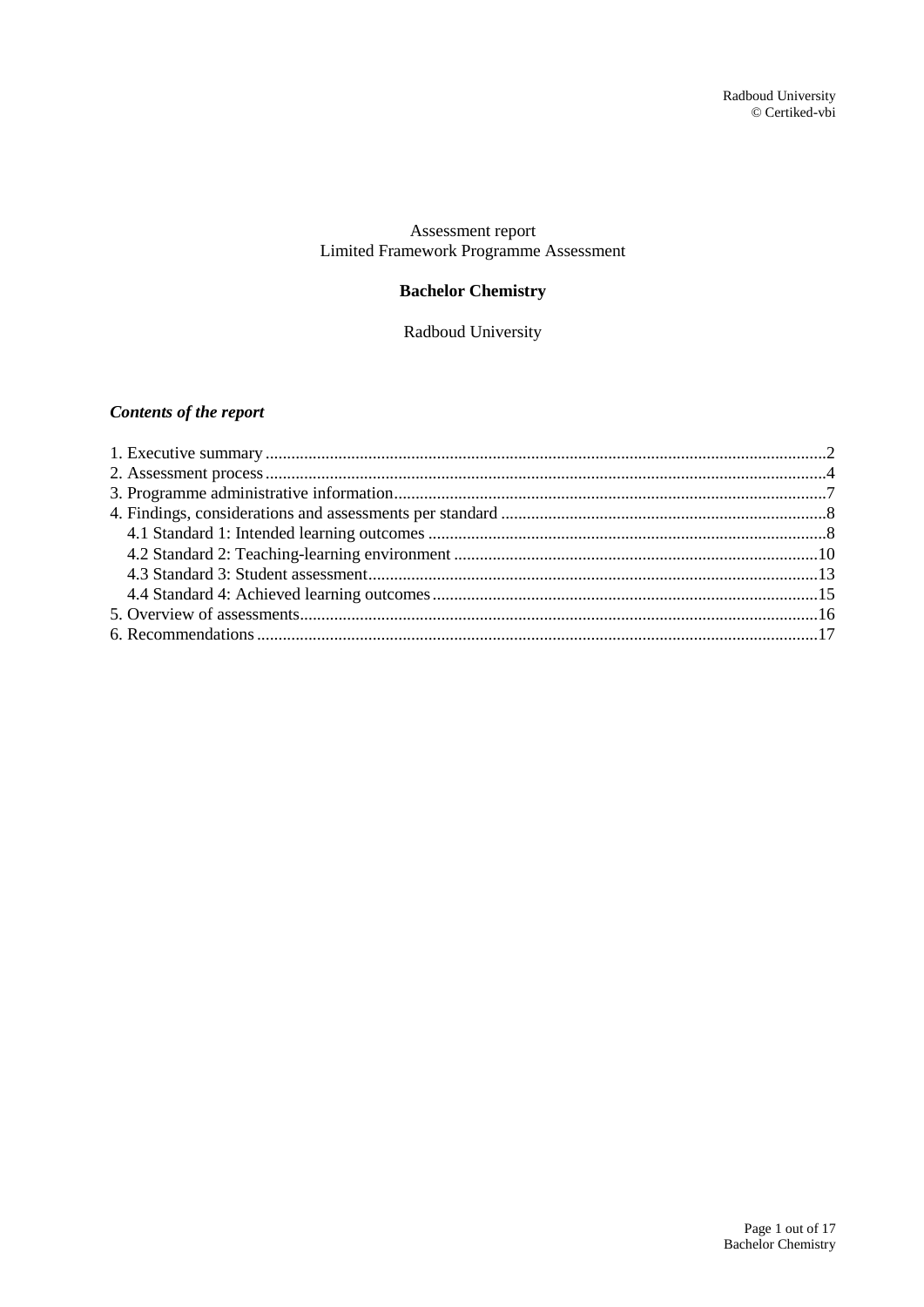Assessment report
Limited Framework Programme Assessment

# Bachelor Chemistry

Radboud University

***Contents of the report***

1. Executive summary ....................................................................................................2
2. Assessment process ....................................................................................................4
3. Programme administrative information ....................................................................7
4. Findings, considerations and assessments per standard ...........................................8
    4.1 Standard 1: Intended learning outcomes .............................................................8
    4.2 Standard 2: Teaching-learning environment .....................................................10
    4.3 Standard 3: Student assessment .........................................................................13
    4.4 Standard 4: Achieved learning outcomes ...........................................................15
5. Overview of assessments ..........................................................................................16
6. Recommendations .....................................................................................................17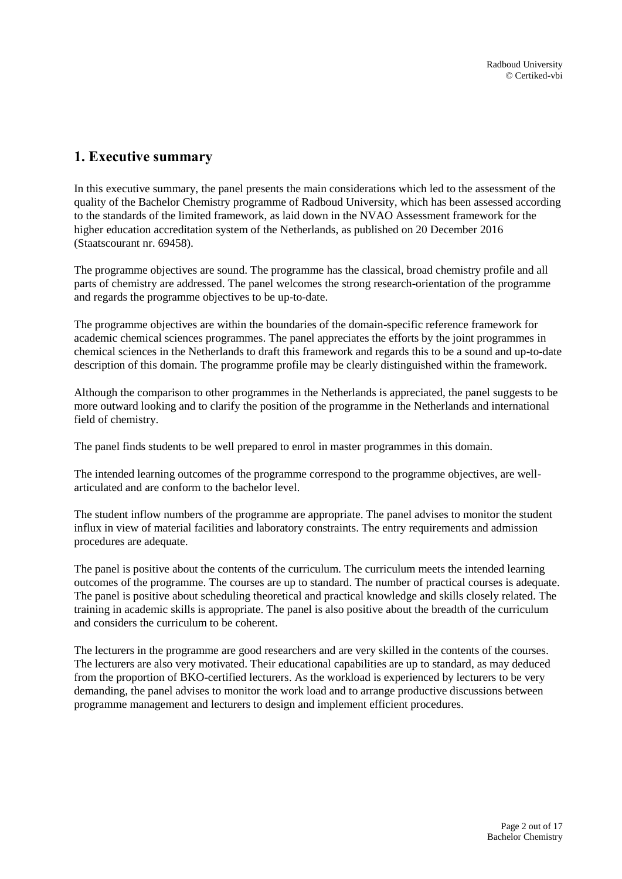# 1. Executive summary

In this executive summary, the panel presents the main considerations which led to the assessment of the quality of the Bachelor Chemistry programme of Radboud University, which has been assessed according to the standards of the limited framework, as laid down in the NVAO Assessment framework for the higher education accreditation system of the Netherlands, as published on 20 December 2016 (Staatscourant nr. 69458).

The programme objectives are sound. The programme has the classical, broad chemistry profile and all parts of chemistry are addressed. The panel welcomes the strong research-orientation of the programme and regards the programme objectives to be up-to-date.

The programme objectives are within the boundaries of the domain-specific reference framework for academic chemical sciences programmes. The panel appreciates the efforts by the joint programmes in chemical sciences in the Netherlands to draft this framework and regards this to be a sound and up-to-date description of this domain. The programme profile may be clearly distinguished within the framework.

Although the comparison to other programmes in the Netherlands is appreciated, the panel suggests to be more outward looking and to clarify the position of the programme in the Netherlands and international field of chemistry.

The panel finds students to be well prepared to enrol in master programmes in this domain.

The intended learning outcomes of the programme correspond to the programme objectives, are well-articulated and are conform to the bachelor level.

The student inflow numbers of the programme are appropriate. The panel advises to monitor the student influx in view of material facilities and laboratory constraints. The entry requirements and admission procedures are adequate.

The panel is positive about the contents of the curriculum. The curriculum meets the intended learning outcomes of the programme. The courses are up to standard. The number of practical courses is adequate. The panel is positive about scheduling theoretical and practical knowledge and skills closely related. The training in academic skills is appropriate. The panel is also positive about the breadth of the curriculum and considers the curriculum to be coherent.

The lecturers in the programme are good researchers and are very skilled in the contents of the courses. The lecturers are also very motivated. Their educational capabilities are up to standard, as may deduced from the proportion of BKO-certified lecturers. As the workload is experienced by lecturers to be very demanding, the panel advises to monitor the work load and to arrange productive discussions between programme management and lecturers to design and implement efficient procedures.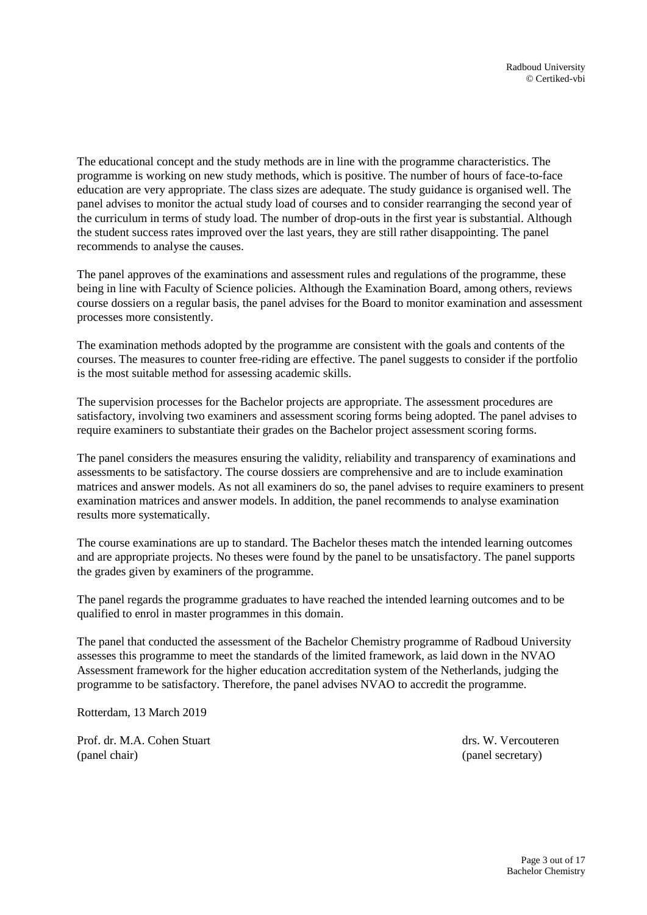The educational concept and the study methods are in line with the programme characteristics. The programme is working on new study methods, which is positive. The number of hours of face-to-face education are very appropriate. The class sizes are adequate. The study guidance is organised well. The panel advises to monitor the actual study load of courses and to consider rearranging the second year of the curriculum in terms of study load. The number of drop-outs in the first year is substantial. Although the student success rates improved over the last years, they are still rather disappointing. The panel recommends to analyse the causes.

The panel approves of the examinations and assessment rules and regulations of the programme, these being in line with Faculty of Science policies. Although the Examination Board, among others, reviews course dossiers on a regular basis, the panel advises for the Board to monitor examination and assessment processes more consistently.

The examination methods adopted by the programme are consistent with the goals and contents of the courses. The measures to counter free-riding are effective. The panel suggests to consider if the portfolio is the most suitable method for assessing academic skills.

The supervision processes for the Bachelor projects are appropriate. The assessment procedures are satisfactory, involving two examiners and assessment scoring forms being adopted. The panel advises to require examiners to substantiate their grades on the Bachelor project assessment scoring forms.

The panel considers the measures ensuring the validity, reliability and transparency of examinations and assessments to be satisfactory. The course dossiers are comprehensive and are to include examination matrices and answer models. As not all examiners do so, the panel advises to require examiners to present examination matrices and answer models. In addition, the panel recommends to analyse examination results more systematically.

The course examinations are up to standard. The Bachelor theses match the intended learning outcomes and are appropriate projects. No theses were found by the panel to be unsatisfactory. The panel supports the grades given by examiners of the programme.

The panel regards the programme graduates to have reached the intended learning outcomes and to be qualified to enrol in master programmes in this domain.

The panel that conducted the assessment of the Bachelor Chemistry programme of Radboud University assesses this programme to meet the standards of the limited framework, as laid down in the NVAO Assessment framework for the higher education accreditation system of the Netherlands, judging the programme to be satisfactory. Therefore, the panel advises NVAO to accredit the programme.

Rotterdam, 13 March 2019

Prof. dr. M.A. Cohen Stuart
(panel chair)

drs. W. Vercouteren
(panel secretary)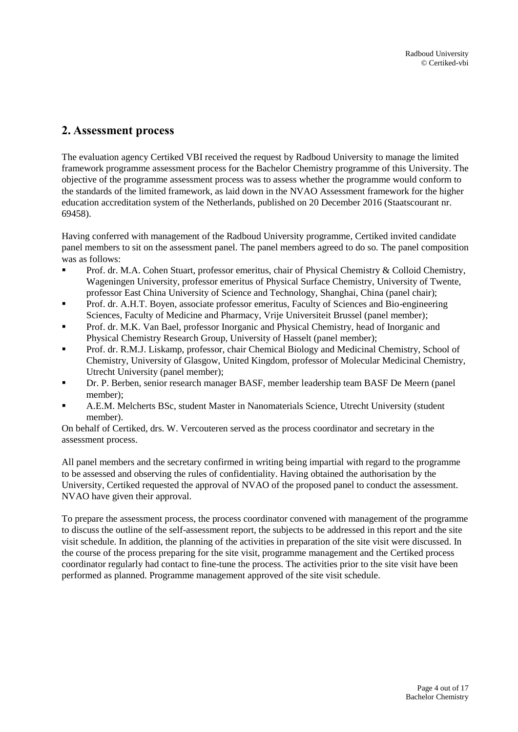## 2. Assessment process

The evaluation agency Certiked VBI received the request by Radboud University to manage the limited framework programme assessment process for the Bachelor Chemistry programme of this University. The objective of the programme assessment process was to assess whether the programme would conform to the standards of the limited framework, as laid down in the NVAO Assessment framework for the higher education accreditation system of the Netherlands, published on 20 December 2016 (Staatscourant nr. 69458).

Having conferred with management of the Radboud University programme, Certiked invited candidate panel members to sit on the assessment panel. The panel members agreed to do so. The panel composition was as follows:

- Prof. dr. M.A. Cohen Stuart, professor emeritus, chair of Physical Chemistry & Colloid Chemistry, Wageningen University, professor emeritus of Physical Surface Chemistry, University of Twente, professor East China University of Science and Technology, Shanghai, China (panel chair);
- Prof. dr. A.H.T. Boyen, associate professor emeritus, Faculty of Sciences and Bio-engineering Sciences, Faculty of Medicine and Pharmacy, Vrije Universiteit Brussel (panel member);
- Prof. dr. M.K. Van Bael, professor Inorganic and Physical Chemistry, head of Inorganic and Physical Chemistry Research Group, University of Hasselt (panel member);
- Prof. dr. R.M.J. Liskamp, professor, chair Chemical Biology and Medicinal Chemistry, School of Chemistry, University of Glasgow, United Kingdom, professor of Molecular Medicinal Chemistry, Utrecht University (panel member);
- Dr. P. Berben, senior research manager BASF, member leadership team BASF De Meern (panel member);
- A.E.M. Melcherts BSc, student Master in Nanomaterials Science, Utrecht University (student member).

On behalf of Certiked, drs. W. Vercouteren served as the process coordinator and secretary in the assessment process.

All panel members and the secretary confirmed in writing being impartial with regard to the programme to be assessed and observing the rules of confidentiality. Having obtained the authorisation by the University, Certiked requested the approval of NVAO of the proposed panel to conduct the assessment. NVAO have given their approval.

To prepare the assessment process, the process coordinator convened with management of the programme to discuss the outline of the self-assessment report, the subjects to be addressed in this report and the site visit schedule. In addition, the planning of the activities in preparation of the site visit were discussed. In the course of the process preparing for the site visit, programme management and the Certiked process coordinator regularly had contact to fine-tune the process. The activities prior to the site visit have been performed as planned. Programme management approved of the site visit schedule.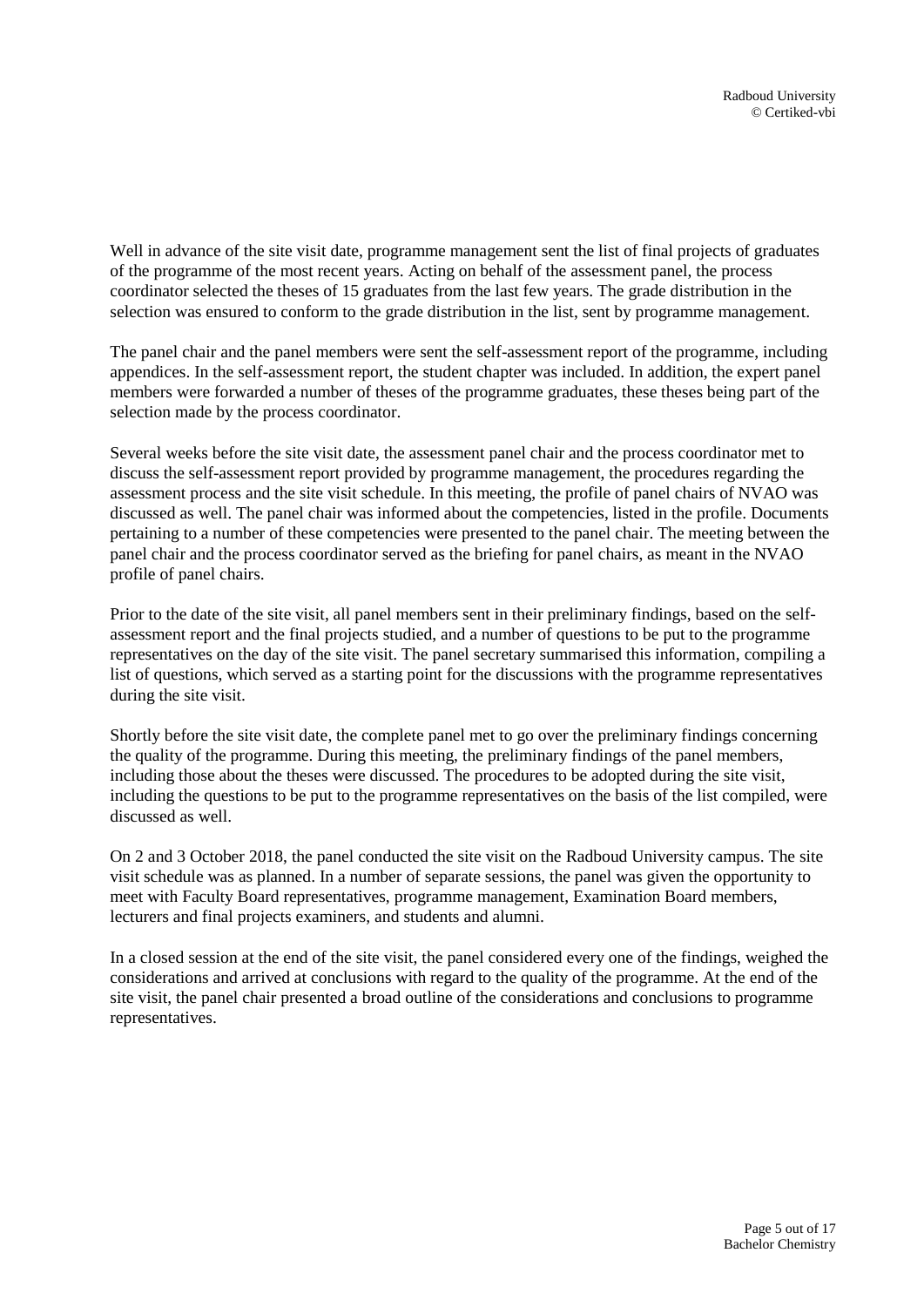Well in advance of the site visit date, programme management sent the list of final projects of graduates of the programme of the most recent years. Acting on behalf of the assessment panel, the process coordinator selected the theses of 15 graduates from the last few years. The grade distribution in the selection was ensured to conform to the grade distribution in the list, sent by programme management.

The panel chair and the panel members were sent the self-assessment report of the programme, including appendices. In the self-assessment report, the student chapter was included. In addition, the expert panel members were forwarded a number of theses of the programme graduates, these theses being part of the selection made by the process coordinator.

Several weeks before the site visit date, the assessment panel chair and the process coordinator met to discuss the self-assessment report provided by programme management, the procedures regarding the assessment process and the site visit schedule. In this meeting, the profile of panel chairs of NVAO was discussed as well. The panel chair was informed about the competencies, listed in the profile. Documents pertaining to a number of these competencies were presented to the panel chair. The meeting between the panel chair and the process coordinator served as the briefing for panel chairs, as meant in the NVAO profile of panel chairs.

Prior to the date of the site visit, all panel members sent in their preliminary findings, based on the self-assessment report and the final projects studied, and a number of questions to be put to the programme representatives on the day of the site visit. The panel secretary summarised this information, compiling a list of questions, which served as a starting point for the discussions with the programme representatives during the site visit.

Shortly before the site visit date, the complete panel met to go over the preliminary findings concerning the quality of the programme. During this meeting, the preliminary findings of the panel members, including those about the theses were discussed. The procedures to be adopted during the site visit, including the questions to be put to the programme representatives on the basis of the list compiled, were discussed as well.

On 2 and 3 October 2018, the panel conducted the site visit on the Radboud University campus. The site visit schedule was as planned. In a number of separate sessions, the panel was given the opportunity to meet with Faculty Board representatives, programme management, Examination Board members, lecturers and final projects examiners, and students and alumni.

In a closed session at the end of the site visit, the panel considered every one of the findings, weighed the considerations and arrived at conclusions with regard to the quality of the programme. At the end of the site visit, the panel chair presented a broad outline of the considerations and conclusions to programme representatives.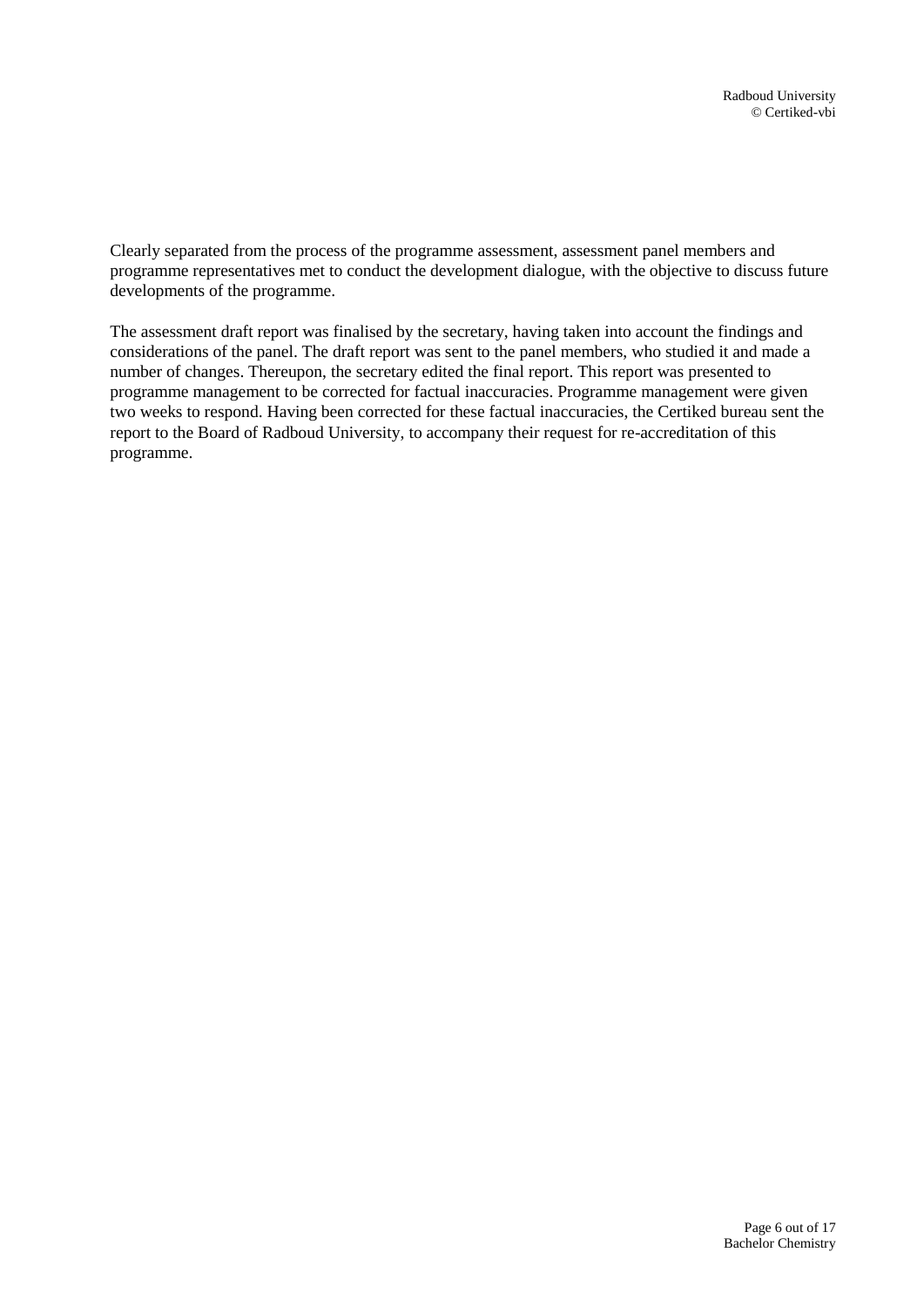Clearly separated from the process of the programme assessment, assessment panel members and programme representatives met to conduct the development dialogue, with the objective to discuss future developments of the programme.

The assessment draft report was finalised by the secretary, having taken into account the findings and considerations of the panel. The draft report was sent to the panel members, who studied it and made a number of changes. Thereupon, the secretary edited the final report. This report was presented to programme management to be corrected for factual inaccuracies. Programme management were given two weeks to respond. Having been corrected for these factual inaccuracies, the Certiked bureau sent the report to the Board of Radboud University, to accompany their request for re-accreditation of this programme.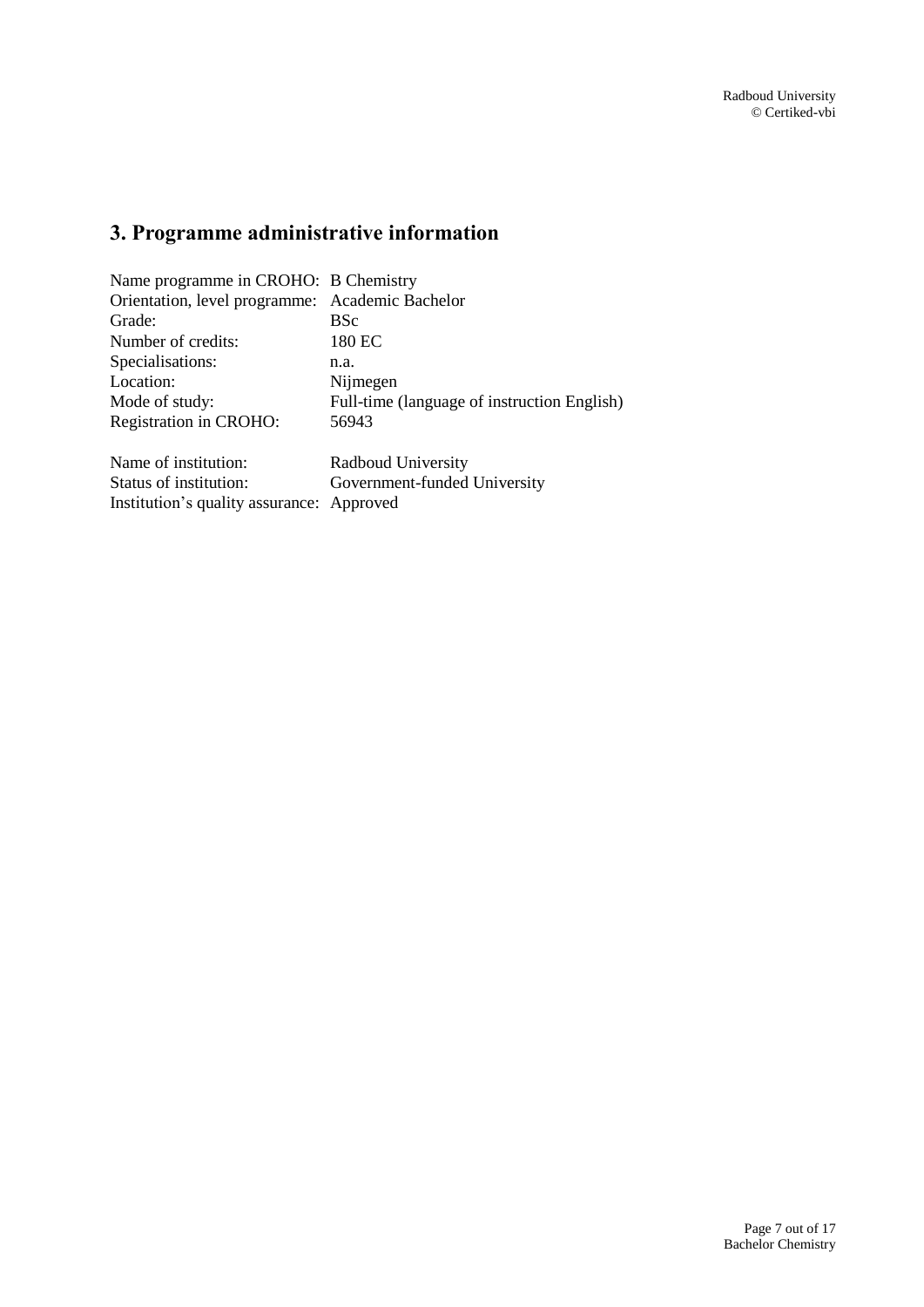## 3. Programme administrative information

| | |
|---|---|
| Name programme in CROHO: | B Chemistry |
| Orientation, level programme: | Academic Bachelor |
| Grade: | BSc |
| Number of credits: | 180 EC |
| Specialisations: | n.a. |
| Location: | Nijmegen |
| Mode of study: | Full-time (language of instruction English) |
| Registration in CROHO: | 56943 |

| | |
|---|---|
| Name of institution: | Radboud University |
| Status of institution: | Government-funded University |
| Institution's quality assurance: | Approved |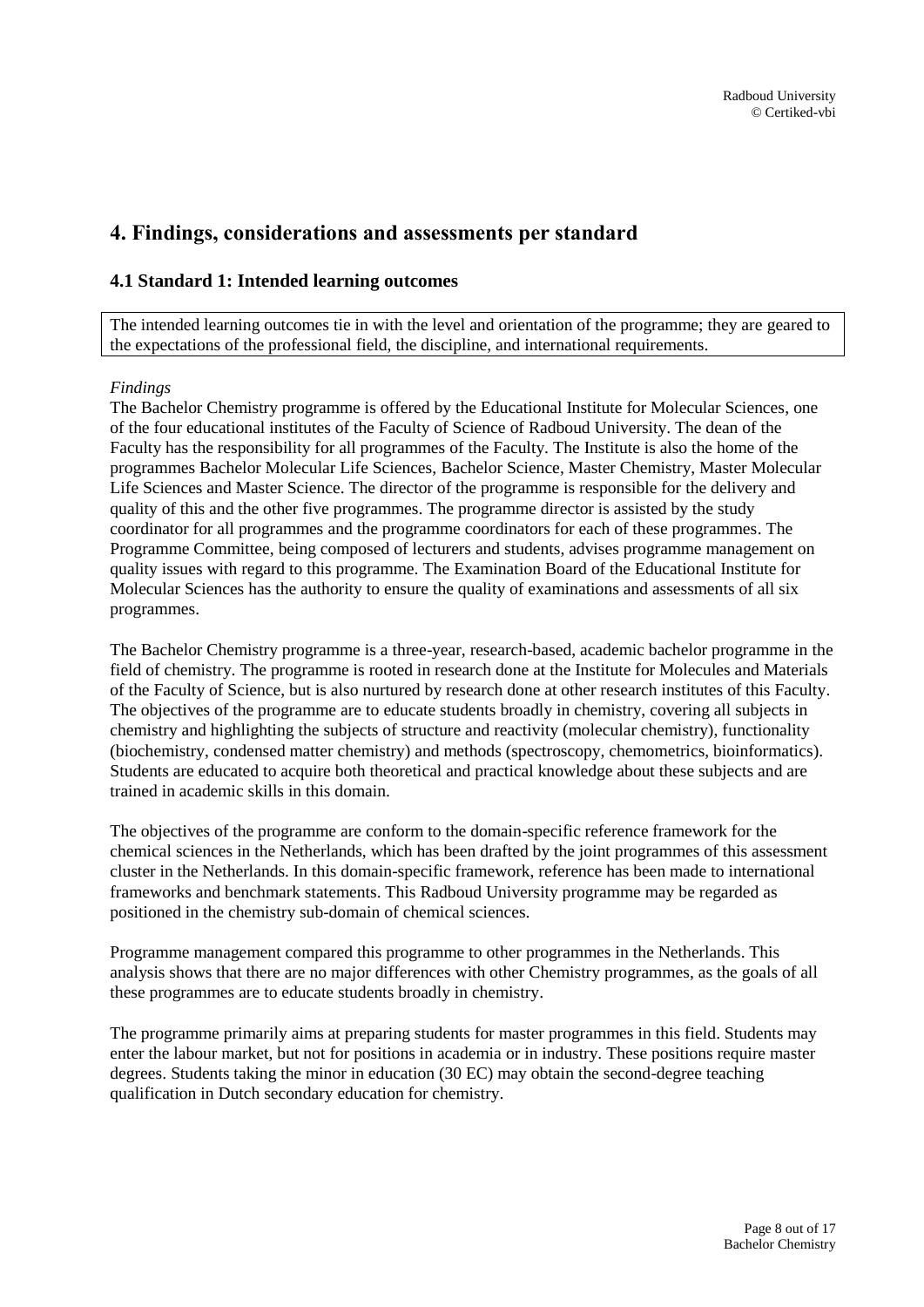# 4. Findings, considerations and assessments per standard

## 4.1 Standard 1: Intended learning outcomes

The intended learning outcomes tie in with the level and orientation of the programme; they are geared to the expectations of the professional field, the discipline, and international requirements.

*Findings*

The Bachelor Chemistry programme is offered by the Educational Institute for Molecular Sciences, one of the four educational institutes of the Faculty of Science of Radboud University. The dean of the Faculty has the responsibility for all programmes of the Faculty. The Institute is also the home of the programmes Bachelor Molecular Life Sciences, Bachelor Science, Master Chemistry, Master Molecular Life Sciences and Master Science. The director of the programme is responsible for the delivery and quality of this and the other five programmes. The programme director is assisted by the study coordinator for all programmes and the programme coordinators for each of these programmes. The Programme Committee, being composed of lecturers and students, advises programme management on quality issues with regard to this programme. The Examination Board of the Educational Institute for Molecular Sciences has the authority to ensure the quality of examinations and assessments of all six programmes.

The Bachelor Chemistry programme is a three-year, research-based, academic bachelor programme in the field of chemistry. The programme is rooted in research done at the Institute for Molecules and Materials of the Faculty of Science, but is also nurtured by research done at other research institutes of this Faculty. The objectives of the programme are to educate students broadly in chemistry, covering all subjects in chemistry and highlighting the subjects of structure and reactivity (molecular chemistry), functionality (biochemistry, condensed matter chemistry) and methods (spectroscopy, chemometrics, bioinformatics). Students are educated to acquire both theoretical and practical knowledge about these subjects and are trained in academic skills in this domain.

The objectives of the programme are conform to the domain-specific reference framework for the chemical sciences in the Netherlands, which has been drafted by the joint programmes of this assessment cluster in the Netherlands. In this domain-specific framework, reference has been made to international frameworks and benchmark statements. This Radboud University programme may be regarded as positioned in the chemistry sub-domain of chemical sciences.

Programme management compared this programme to other programmes in the Netherlands. This analysis shows that there are no major differences with other Chemistry programmes, as the goals of all these programmes are to educate students broadly in chemistry.

The programme primarily aims at preparing students for master programmes in this field. Students may enter the labour market, but not for positions in academia or in industry. These positions require master degrees. Students taking the minor in education (30 EC) may obtain the second-degree teaching qualification in Dutch secondary education for chemistry.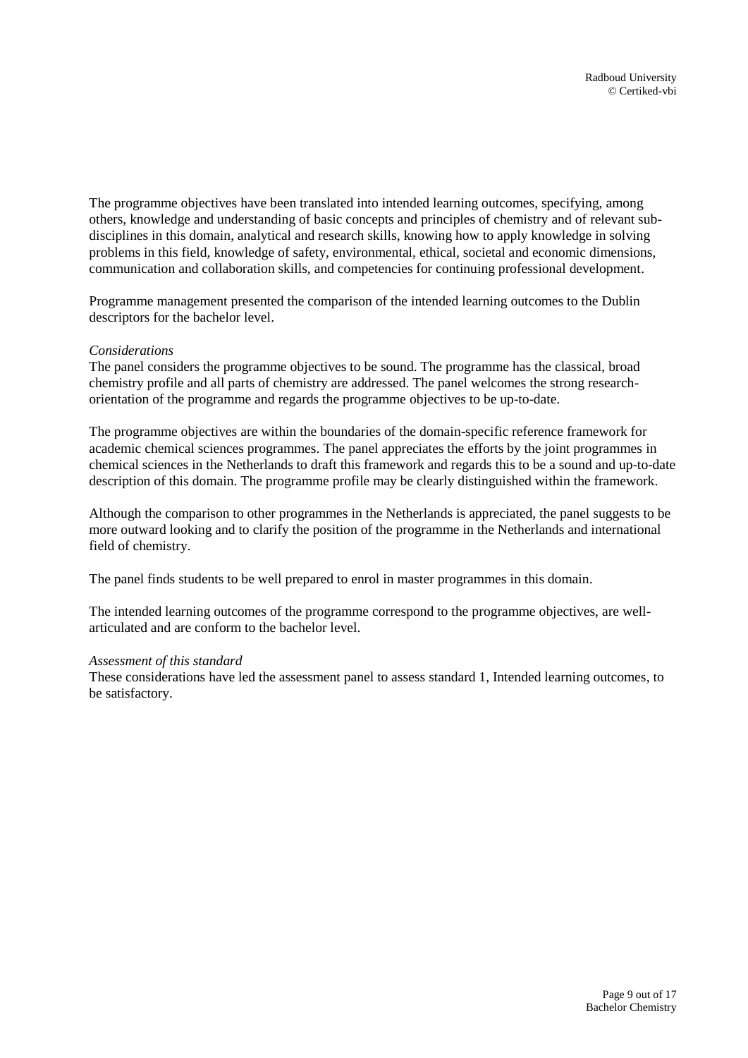The programme objectives have been translated into intended learning outcomes, specifying, among others, knowledge and understanding of basic concepts and principles of chemistry and of relevant sub-disciplines in this domain, analytical and research skills, knowing how to apply knowledge in solving problems in this field, knowledge of safety, environmental, ethical, societal and economic dimensions, communication and collaboration skills, and competencies for continuing professional development.

Programme management presented the comparison of the intended learning outcomes to the Dublin descriptors for the bachelor level.

*Considerations*

The panel considers the programme objectives to be sound. The programme has the classical, broad chemistry profile and all parts of chemistry are addressed. The panel welcomes the strong research-orientation of the programme and regards the programme objectives to be up-to-date.

The programme objectives are within the boundaries of the domain-specific reference framework for academic chemical sciences programmes. The panel appreciates the efforts by the joint programmes in chemical sciences in the Netherlands to draft this framework and regards this to be a sound and up-to-date description of this domain. The programme profile may be clearly distinguished within the framework.

Although the comparison to other programmes in the Netherlands is appreciated, the panel suggests to be more outward looking and to clarify the position of the programme in the Netherlands and international field of chemistry.

The panel finds students to be well prepared to enrol in master programmes in this domain.

The intended learning outcomes of the programme correspond to the programme objectives, are well-articulated and are conform to the bachelor level.

*Assessment of this standard*

These considerations have led the assessment panel to assess standard 1, Intended learning outcomes, to be satisfactory.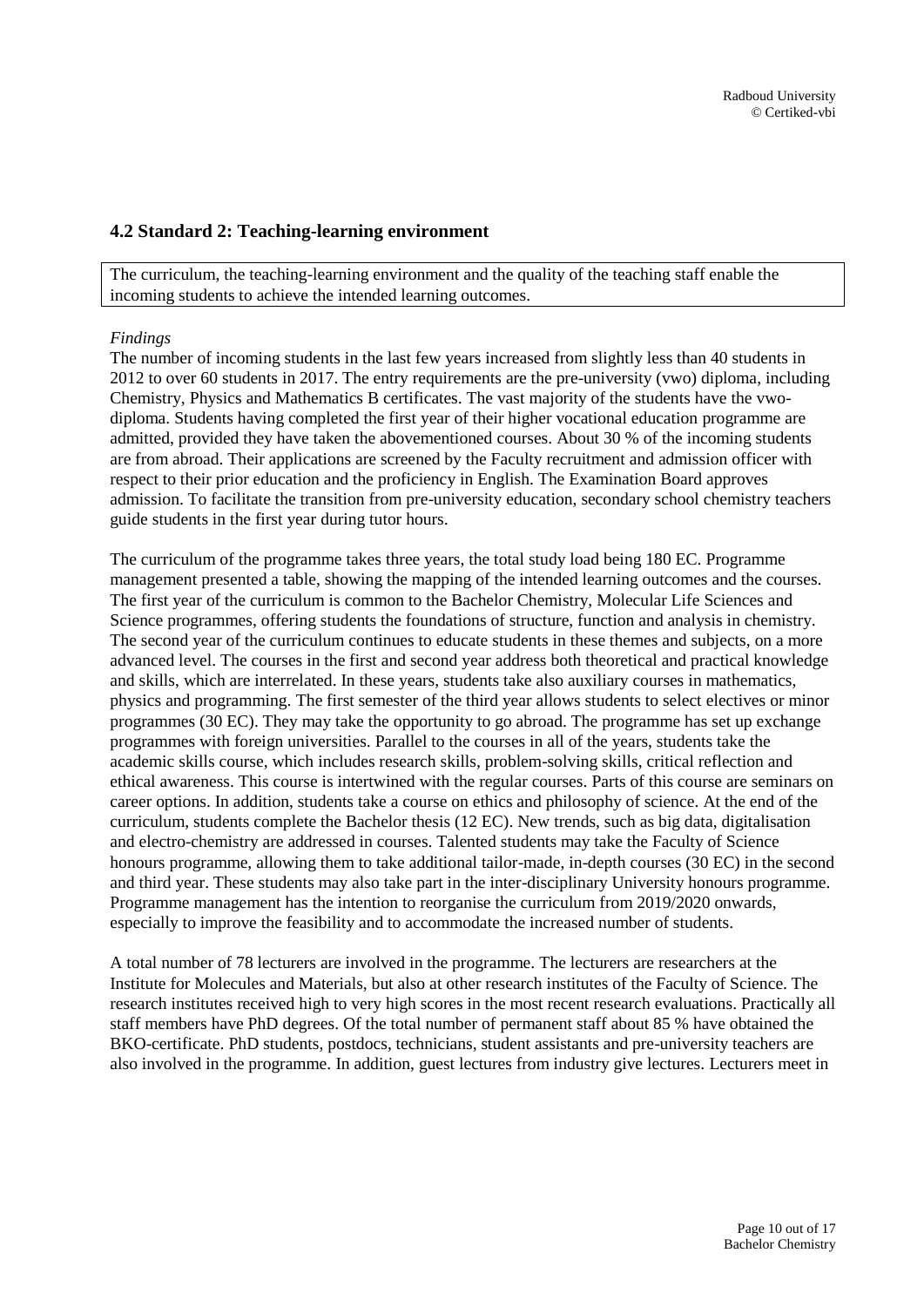## 4.2 Standard 2: Teaching-learning environment

The curriculum, the teaching-learning environment and the quality of the teaching staff enable the incoming students to achieve the intended learning outcomes.

*Findings*

The number of incoming students in the last few years increased from slightly less than 40 students in 2012 to over 60 students in 2017. The entry requirements are the pre-university (vwo) diploma, including Chemistry, Physics and Mathematics B certificates. The vast majority of the students have the vwo-diploma. Students having completed the first year of their higher vocational education programme are admitted, provided they have taken the abovementioned courses. About 30 % of the incoming students are from abroad. Their applications are screened by the Faculty recruitment and admission officer with respect to their prior education and the proficiency in English. The Examination Board approves admission. To facilitate the transition from pre-university education, secondary school chemistry teachers guide students in the first year during tutor hours.

The curriculum of the programme takes three years, the total study load being 180 EC. Programme management presented a table, showing the mapping of the intended learning outcomes and the courses. The first year of the curriculum is common to the Bachelor Chemistry, Molecular Life Sciences and Science programmes, offering students the foundations of structure, function and analysis in chemistry. The second year of the curriculum continues to educate students in these themes and subjects, on a more advanced level. The courses in the first and second year address both theoretical and practical knowledge and skills, which are interrelated. In these years, students take also auxiliary courses in mathematics, physics and programming. The first semester of the third year allows students to select electives or minor programmes (30 EC). They may take the opportunity to go abroad. The programme has set up exchange programmes with foreign universities. Parallel to the courses in all of the years, students take the academic skills course, which includes research skills, problem-solving skills, critical reflection and ethical awareness. This course is intertwined with the regular courses. Parts of this course are seminars on career options. In addition, students take a course on ethics and philosophy of science. At the end of the curriculum, students complete the Bachelor thesis (12 EC). New trends, such as big data, digitalisation and electro-chemistry are addressed in courses. Talented students may take the Faculty of Science honours programme, allowing them to take additional tailor-made, in-depth courses (30 EC) in the second and third year. These students may also take part in the inter-disciplinary University honours programme. Programme management has the intention to reorganise the curriculum from 2019/2020 onwards, especially to improve the feasibility and to accommodate the increased number of students.

A total number of 78 lecturers are involved in the programme. The lecturers are researchers at the Institute for Molecules and Materials, but also at other research institutes of the Faculty of Science. The research institutes received high to very high scores in the most recent research evaluations. Practically all staff members have PhD degrees. Of the total number of permanent staff about 85 % have obtained the BKO-certificate. PhD students, postdocs, technicians, student assistants and pre-university teachers are also involved in the programme. In addition, guest lectures from industry give lectures. Lecturers meet in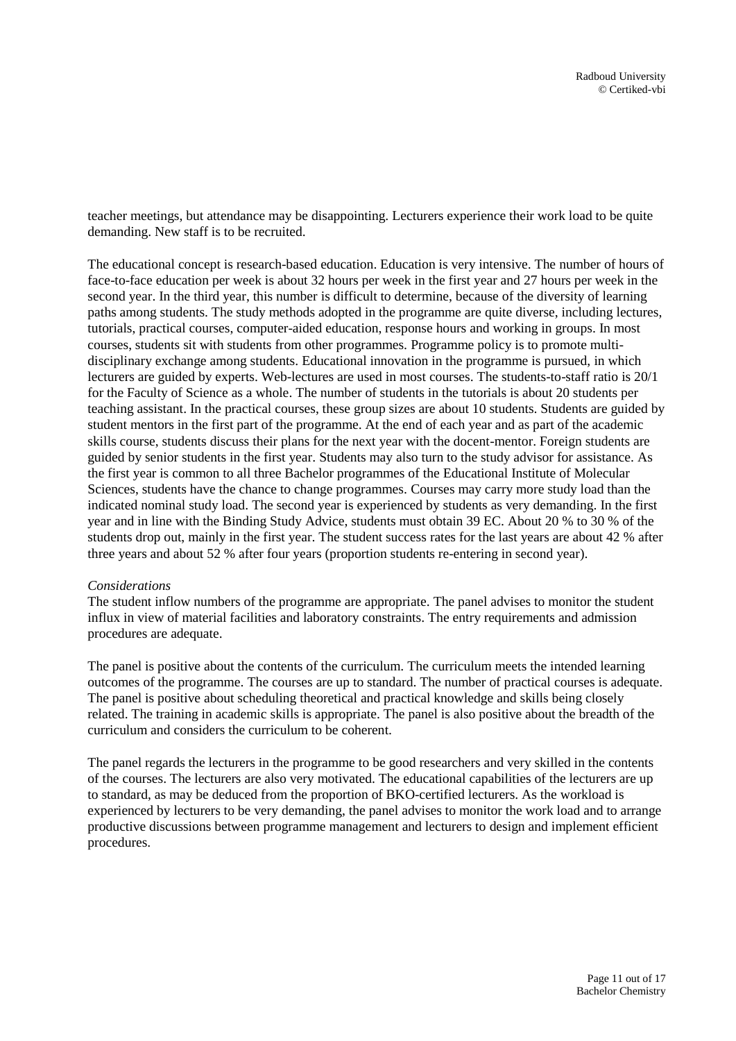teacher meetings, but attendance may be disappointing. Lecturers experience their work load to be quite demanding. New staff is to be recruited.

The educational concept is research-based education. Education is very intensive. The number of hours of face-to-face education per week is about 32 hours per week in the first year and 27 hours per week in the second year. In the third year, this number is difficult to determine, because of the diversity of learning paths among students. The study methods adopted in the programme are quite diverse, including lectures, tutorials, practical courses, computer-aided education, response hours and working in groups. In most courses, students sit with students from other programmes. Programme policy is to promote multi-disciplinary exchange among students. Educational innovation in the programme is pursued, in which lecturers are guided by experts. Web-lectures are used in most courses. The students-to-staff ratio is 20/1 for the Faculty of Science as a whole. The number of students in the tutorials is about 20 students per teaching assistant. In the practical courses, these group sizes are about 10 students. Students are guided by student mentors in the first part of the programme. At the end of each year and as part of the academic skills course, students discuss their plans for the next year with the docent-mentor. Foreign students are guided by senior students in the first year. Students may also turn to the study advisor for assistance. As the first year is common to all three Bachelor programmes of the Educational Institute of Molecular Sciences, students have the chance to change programmes. Courses may carry more study load than the indicated nominal study load. The second year is experienced by students as very demanding. In the first year and in line with the Binding Study Advice, students must obtain 39 EC. About 20 % to 30 % of the students drop out, mainly in the first year. The student success rates for the last years are about 42 % after three years and about 52 % after four years (proportion students re-entering in second year).

*Considerations*

The student inflow numbers of the programme are appropriate. The panel advises to monitor the student influx in view of material facilities and laboratory constraints. The entry requirements and admission procedures are adequate.

The panel is positive about the contents of the curriculum. The curriculum meets the intended learning outcomes of the programme. The courses are up to standard. The number of practical courses is adequate. The panel is positive about scheduling theoretical and practical knowledge and skills being closely related. The training in academic skills is appropriate. The panel is also positive about the breadth of the curriculum and considers the curriculum to be coherent.

The panel regards the lecturers in the programme to be good researchers and very skilled in the contents of the courses. The lecturers are also very motivated. The educational capabilities of the lecturers are up to standard, as may be deduced from the proportion of BKO-certified lecturers. As the workload is experienced by lecturers to be very demanding, the panel advises to monitor the work load and to arrange productive discussions between programme management and lecturers to design and implement efficient procedures.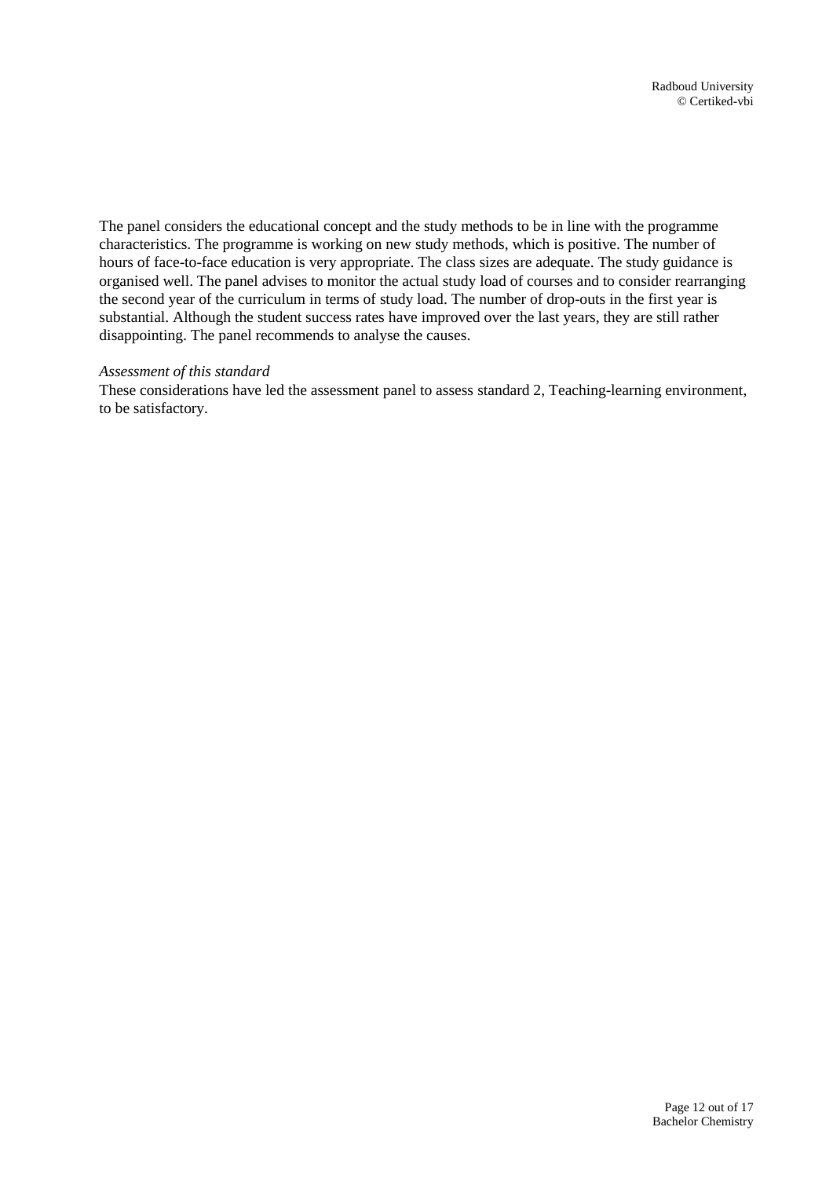The panel considers the educational concept and the study methods to be in line with the programme characteristics. The programme is working on new study methods, which is positive. The number of hours of face-to-face education is very appropriate. The class sizes are adequate. The study guidance is organised well. The panel advises to monitor the actual study load of courses and to consider rearranging the second year of the curriculum in terms of study load. The number of drop-outs in the first year is substantial. Although the student success rates have improved over the last years, they are still rather disappointing. The panel recommends to analyse the causes.

*Assessment of this standard*

These considerations have led the assessment panel to assess standard 2, Teaching-learning environment, to be satisfactory.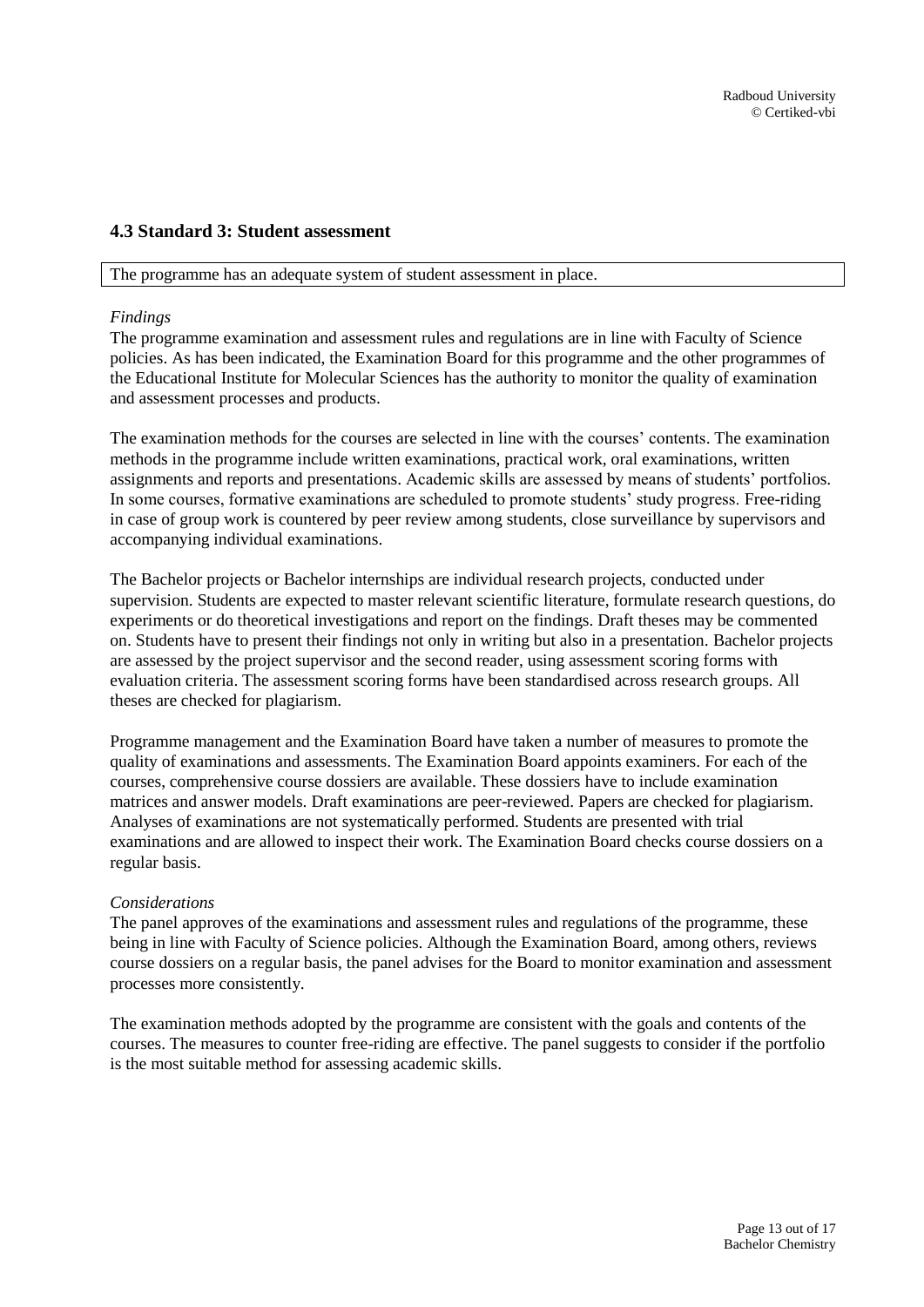## 4.3 Standard 3: Student assessment

The programme has an adequate system of student assessment in place.

*Findings*

The programme examination and assessment rules and regulations are in line with Faculty of Science policies. As has been indicated, the Examination Board for this programme and the other programmes of the Educational Institute for Molecular Sciences has the authority to monitor the quality of examination and assessment processes and products.

The examination methods for the courses are selected in line with the courses' contents. The examination methods in the programme include written examinations, practical work, oral examinations, written assignments and reports and presentations. Academic skills are assessed by means of students' portfolios. In some courses, formative examinations are scheduled to promote students' study progress. Free-riding in case of group work is countered by peer review among students, close surveillance by supervisors and accompanying individual examinations.

The Bachelor projects or Bachelor internships are individual research projects, conducted under supervision. Students are expected to master relevant scientific literature, formulate research questions, do experiments or do theoretical investigations and report on the findings. Draft theses may be commented on. Students have to present their findings not only in writing but also in a presentation. Bachelor projects are assessed by the project supervisor and the second reader, using assessment scoring forms with evaluation criteria. The assessment scoring forms have been standardised across research groups. All theses are checked for plagiarism.

Programme management and the Examination Board have taken a number of measures to promote the quality of examinations and assessments. The Examination Board appoints examiners. For each of the courses, comprehensive course dossiers are available. These dossiers have to include examination matrices and answer models. Draft examinations are peer-reviewed. Papers are checked for plagiarism. Analyses of examinations are not systematically performed. Students are presented with trial examinations and are allowed to inspect their work. The Examination Board checks course dossiers on a regular basis.

*Considerations*

The panel approves of the examinations and assessment rules and regulations of the programme, these being in line with Faculty of Science policies. Although the Examination Board, among others, reviews course dossiers on a regular basis, the panel advises for the Board to monitor examination and assessment processes more consistently.

The examination methods adopted by the programme are consistent with the goals and contents of the courses. The measures to counter free-riding are effective. The panel suggests to consider if the portfolio is the most suitable method for assessing academic skills.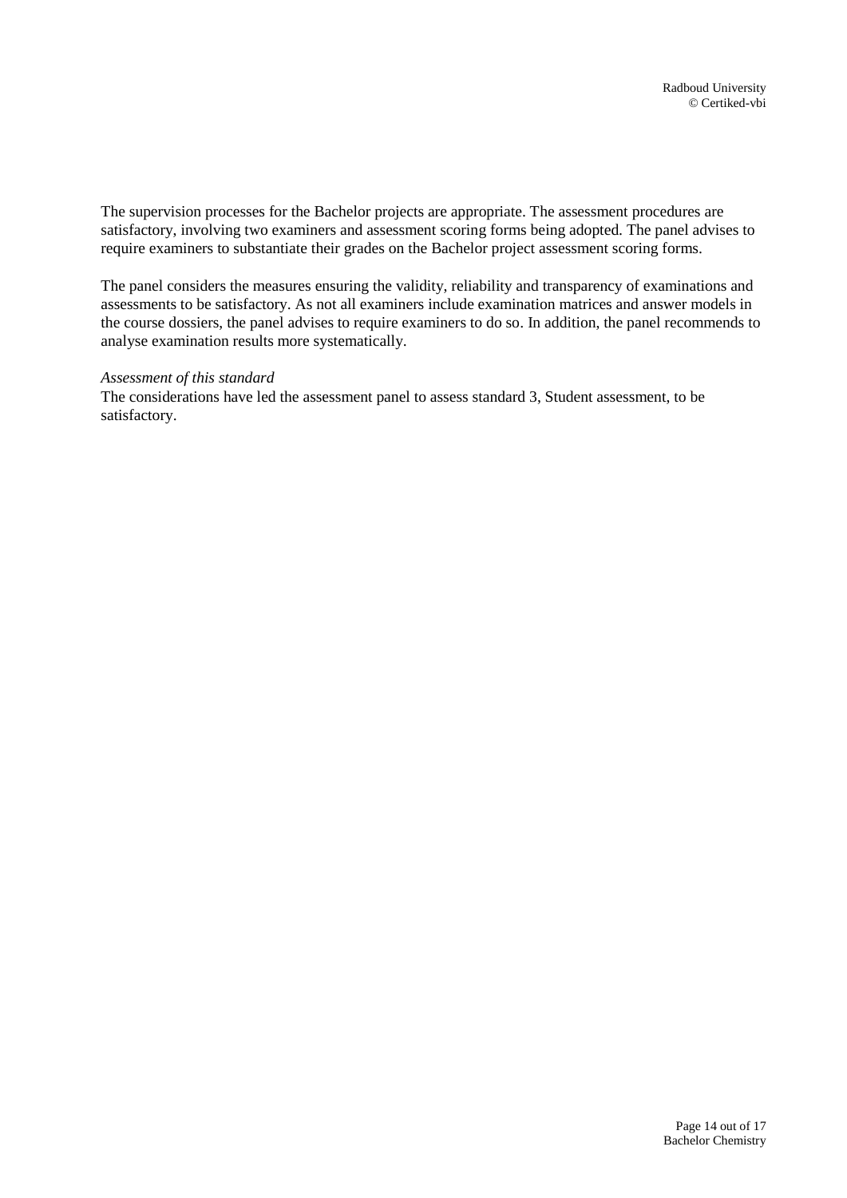The supervision processes for the Bachelor projects are appropriate. The assessment procedures are satisfactory, involving two examiners and assessment scoring forms being adopted. The panel advises to require examiners to substantiate their grades on the Bachelor project assessment scoring forms.

The panel considers the measures ensuring the validity, reliability and transparency of examinations and assessments to be satisfactory. As not all examiners include examination matrices and answer models in the course dossiers, the panel advises to require examiners to do so. In addition, the panel recommends to analyse examination results more systematically.

*Assessment of this standard*

The considerations have led the assessment panel to assess standard 3, Student assessment, to be satisfactory.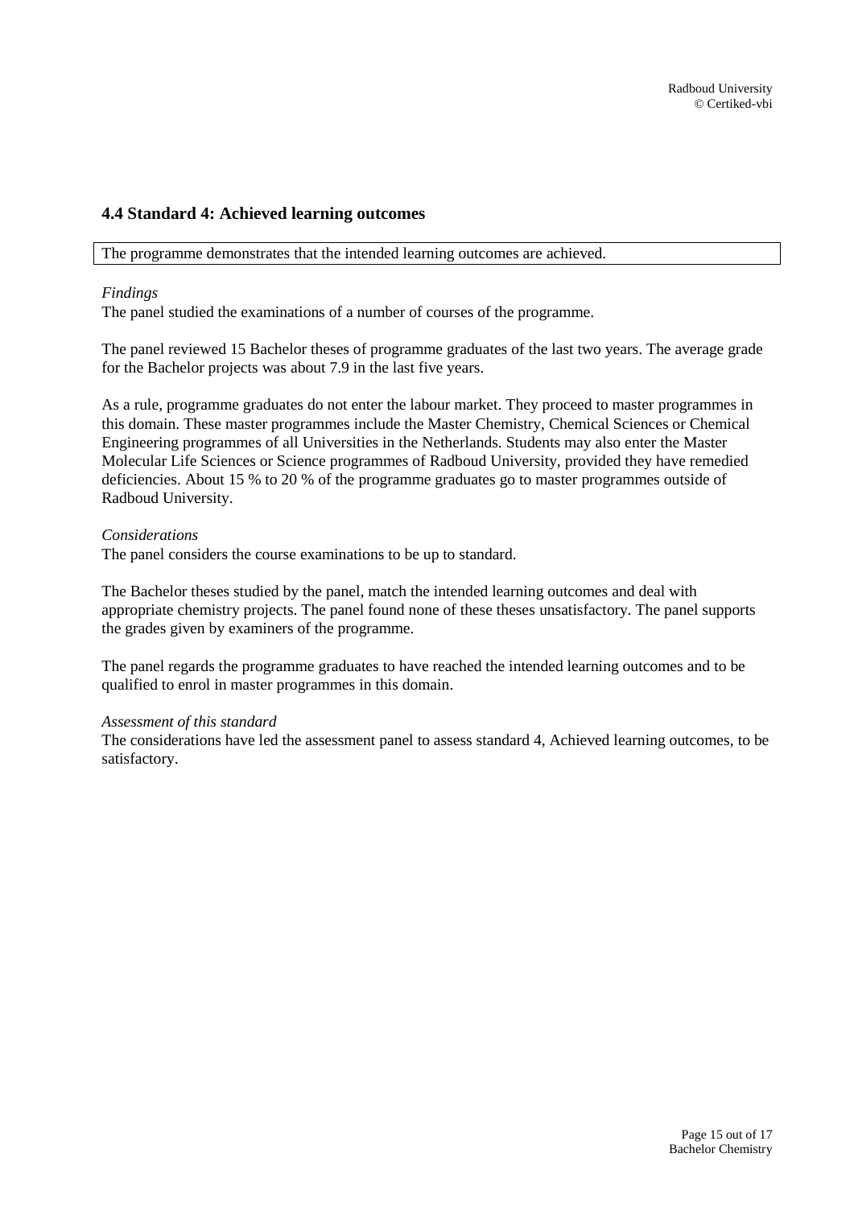### 4.4 Standard 4: Achieved learning outcomes

| The programme demonstrates that the intended learning outcomes are achieved. |
|---|

*Findings*

The panel studied the examinations of a number of courses of the programme.

The panel reviewed 15 Bachelor theses of programme graduates of the last two years. The average grade for the Bachelor projects was about 7.9 in the last five years.

As a rule, programme graduates do not enter the labour market. They proceed to master programmes in this domain. These master programmes include the Master Chemistry, Chemical Sciences or Chemical Engineering programmes of all Universities in the Netherlands. Students may also enter the Master Molecular Life Sciences or Science programmes of Radboud University, provided they have remedied deficiencies. About 15 % to 20 % of the programme graduates go to master programmes outside of Radboud University.

*Considerations*

The panel considers the course examinations to be up to standard.

The Bachelor theses studied by the panel, match the intended learning outcomes and deal with appropriate chemistry projects. The panel found none of these theses unsatisfactory. The panel supports the grades given by examiners of the programme.

The panel regards the programme graduates to have reached the intended learning outcomes and to be qualified to enrol in master programmes in this domain.

*Assessment of this standard*

The considerations have led the assessment panel to assess standard 4, Achieved learning outcomes, to be satisfactory.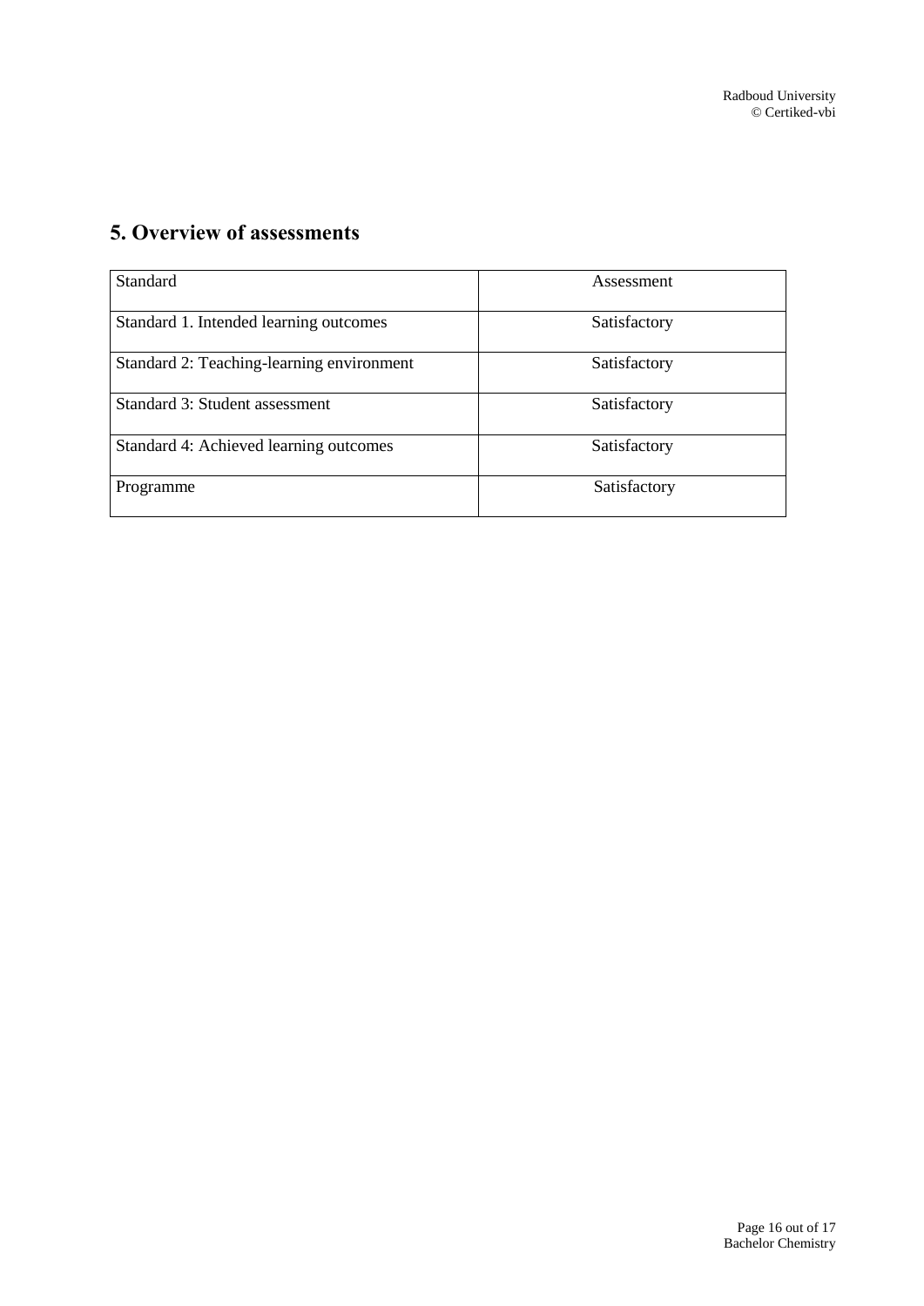## 5. Overview of assessments

| Standard | Assessment |
|---|---|
| Standard 1. Intended learning outcomes | Satisfactory |
| Standard 2: Teaching-learning environment | Satisfactory |
| Standard 3: Student assessment | Satisfactory |
| Standard 4: Achieved learning outcomes | Satisfactory |
| Programme | Satisfactory |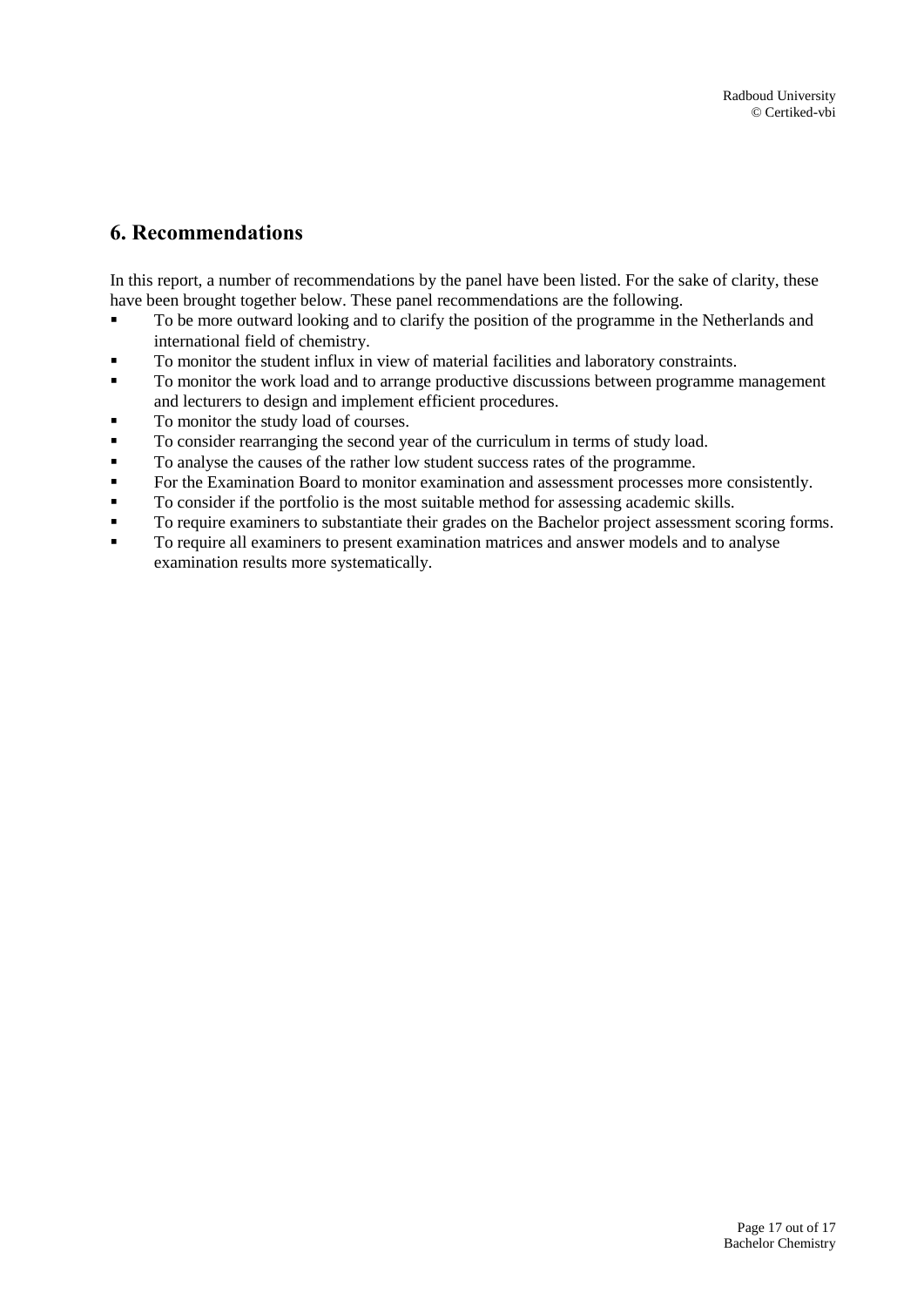## 6. Recommendations

In this report, a number of recommendations by the panel have been listed. For the sake of clarity, these have been brought together below. These panel recommendations are the following.

- To be more outward looking and to clarify the position of the programme in the Netherlands and international field of chemistry.
- To monitor the student influx in view of material facilities and laboratory constraints.
- To monitor the work load and to arrange productive discussions between programme management and lecturers to design and implement efficient procedures.
- To monitor the study load of courses.
- To consider rearranging the second year of the curriculum in terms of study load.
- To analyse the causes of the rather low student success rates of the programme.
- For the Examination Board to monitor examination and assessment processes more consistently.
- To consider if the portfolio is the most suitable method for assessing academic skills.
- To require examiners to substantiate their grades on the Bachelor project assessment scoring forms.
- To require all examiners to present examination matrices and answer models and to analyse examination results more systematically.